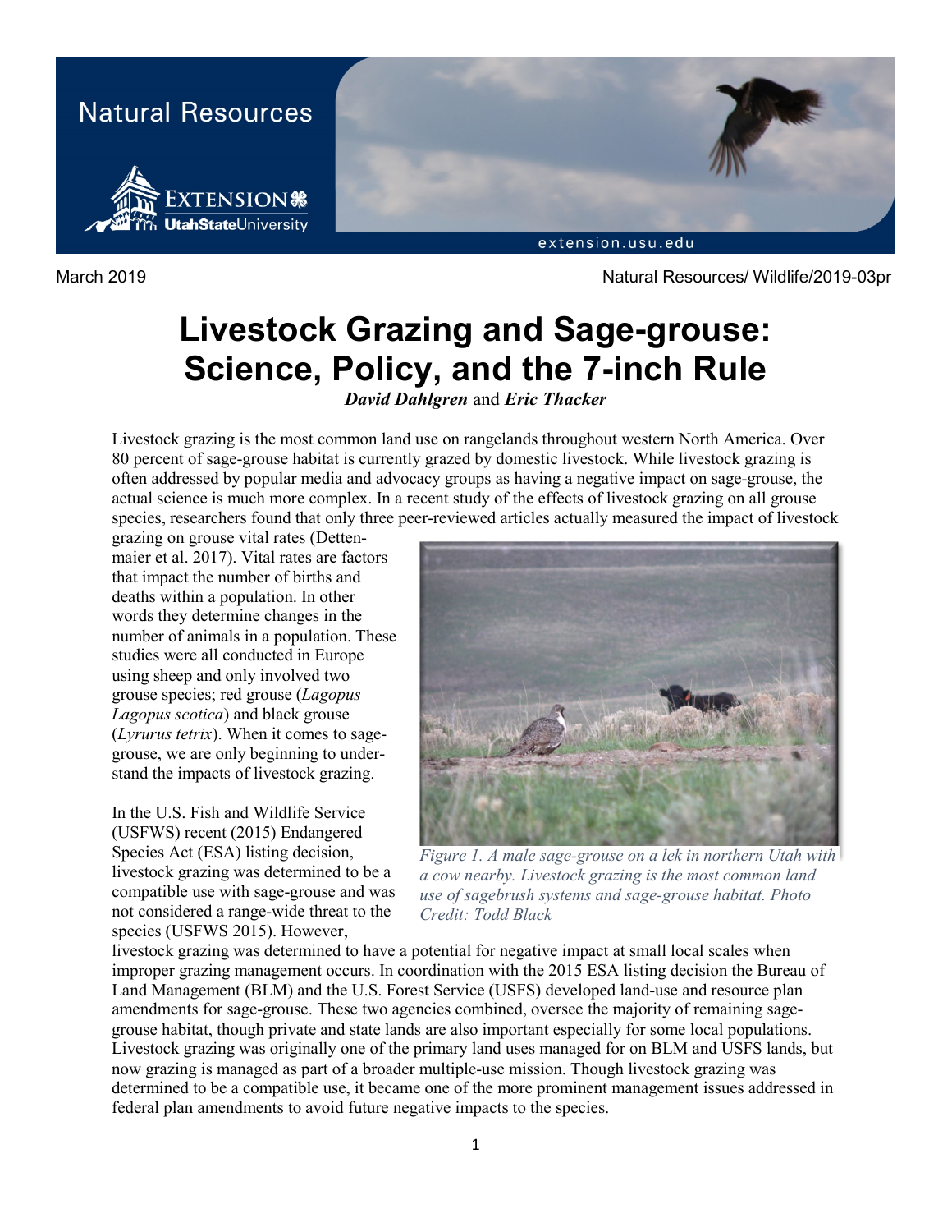Natural Resources

March 2019

Natural Resources/ Wildlife/2019-03pr

# Livestock Grazing and Sage-grouse: Science, Policy, and the 7-inch Rule

***David Dahlgren*** and ***Eric Thacker***

Livestock grazing is the most common land use on rangelands throughout western North America. Over 80 percent of sage-grouse habitat is currently grazed by domestic livestock. While livestock grazing is often addressed by popular media and advocacy groups as having a negative impact on sage-grouse, the actual science is much more complex. In a recent study of the effects of livestock grazing on all grouse species, researchers found that only three peer-reviewed articles actually measured the impact of livestock grazing on grouse vital rates (Dettenmaier et al. 2017). Vital rates are factors that impact the number of births and deaths within a population. In other words they determine changes in the number of animals in a population. These studies were all conducted in Europe using sheep and only involved two grouse species; red grouse (*Lagopus Lagopus scotica*) and black grouse (*Lyrurus tetrix*). When it comes to sage-grouse, we are only beginning to understand the impacts of livestock grazing.

*Figure 1. A male sage-grouse on a lek in northern Utah with a cow nearby. Livestock grazing is the most common land use of sagebrush systems and sage-grouse habitat. Photo Credit: Todd Black*

In the U.S. Fish and Wildlife Service (USFWS) recent (2015) Endangered Species Act (ESA) listing decision, livestock grazing was determined to be a compatible use with sage-grouse and was not considered a range-wide threat to the species (USFWS 2015). However, livestock grazing was determined to have a potential for negative impact at small local scales when improper grazing management occurs. In coordination with the 2015 ESA listing decision the Bureau of Land Management (BLM) and the U.S. Forest Service (USFS) developed land-use and resource plan amendments for sage-grouse. These two agencies combined, oversee the majority of remaining sage-grouse habitat, though private and state lands are also important especially for some local populations. Livestock grazing was originally one of the primary land uses managed for on BLM and USFS lands, but now grazing is managed as part of a broader multiple-use mission. Though livestock grazing was determined to be a compatible use, it became one of the more prominent management issues addressed in federal plan amendments to avoid future negative impacts to the species.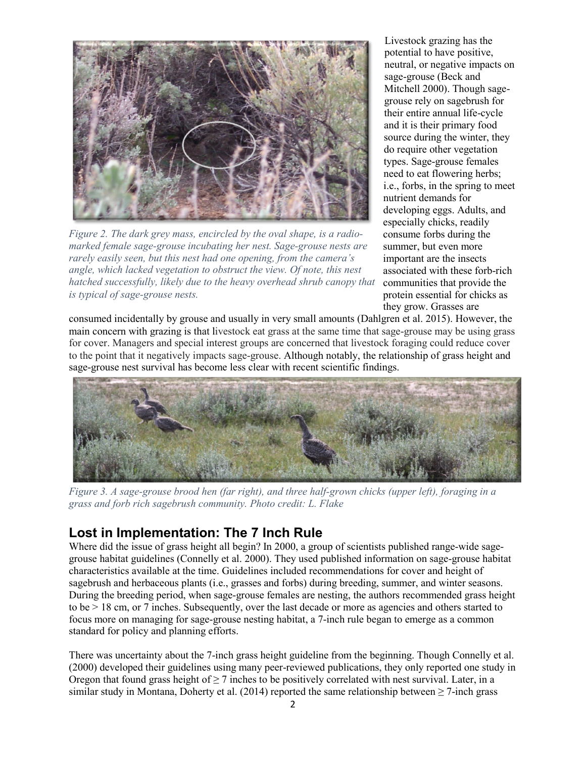*Figure 2. The dark grey mass, encircled by the oval shape, is a radio-marked female sage-grouse incubating her nest. Sage-grouse nests are rarely easily seen, but this nest had one opening, from the camera's angle, which lacked vegetation to obstruct the view. Of note, this nest hatched successfully, likely due to the heavy overhead shrub canopy that is typical of sage-grouse nests.*

Livestock grazing has the potential to have positive, neutral, or negative impacts on sage-grouse (Beck and Mitchell 2000). Though sage-grouse rely on sagebrush for their entire annual life-cycle and it is their primary food source during the winter, they do require other vegetation types. Sage-grouse females need to eat flowering herbs; i.e., forbs, in the spring to meet nutrient demands for developing eggs. Adults, and especially chicks, readily consume forbs during the summer, but even more important are the insects associated with these forb-rich communities that provide the protein essential for chicks as they grow. Grasses are consumed incidentally by grouse and usually in very small amounts (Dahlgren et al. 2015). However, the main concern with grazing is that livestock eat grass at the same time that sage-grouse may be using grass for cover. Managers and special interest groups are concerned that livestock foraging could reduce cover to the point that it negatively impacts sage-grouse. Although notably, the relationship of grass height and sage-grouse nest survival has become less clear with recent scientific findings.

*Figure 3. A sage-grouse brood hen (far right), and three half-grown chicks (upper left), foraging in a grass and forb rich sagebrush community. Photo credit: L. Flake*

## Lost in Implementation: The 7 Inch Rule

Where did the issue of grass height all begin? In 2000, a group of scientists published range-wide sage-grouse habitat guidelines (Connelly et al. 2000). They used published information on sage-grouse habitat characteristics available at the time. Guidelines included recommendations for cover and height of sagebrush and herbaceous plants (i.e., grasses and forbs) during breeding, summer, and winter seasons. During the breeding period, when sage-grouse females are nesting, the authors recommended grass height to be > 18 cm, or 7 inches. Subsequently, over the last decade or more as agencies and others started to focus more on managing for sage-grouse nesting habitat, a 7-inch rule began to emerge as a common standard for policy and planning efforts.

There was uncertainty about the 7-inch grass height guideline from the beginning. Though Connelly et al. (2000) developed their guidelines using many peer-reviewed publications, they only reported one study in Oregon that found grass height of ≥ 7 inches to be positively correlated with nest survival. Later, in a similar study in Montana, Doherty et al. (2014) reported the same relationship between ≥ 7-inch grass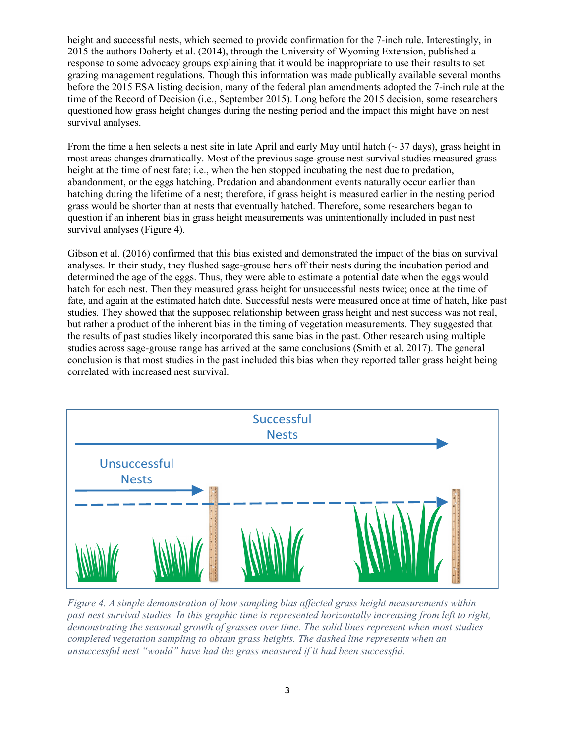height and successful nests, which seemed to provide confirmation for the 7-inch rule. Interestingly, in 2015 the authors Doherty et al. (2014), through the University of Wyoming Extension, published a response to some advocacy groups explaining that it would be inappropriate to use their results to set grazing management regulations. Though this information was made publically available several months before the 2015 ESA listing decision, many of the federal plan amendments adopted the 7-inch rule at the time of the Record of Decision (i.e., September 2015). Long before the 2015 decision, some researchers questioned how grass height changes during the nesting period and the impact this might have on nest survival analyses.

From the time a hen selects a nest site in late April and early May until hatch (~ 37 days), grass height in most areas changes dramatically. Most of the previous sage-grouse nest survival studies measured grass height at the time of nest fate; i.e., when the hen stopped incubating the nest due to predation, abandonment, or the eggs hatching. Predation and abandonment events naturally occur earlier than hatching during the lifetime of a nest; therefore, if grass height is measured earlier in the nesting period grass would be shorter than at nests that eventually hatched. Therefore, some researchers began to question if an inherent bias in grass height measurements was unintentionally included in past nest survival analyses (Figure 4).

Gibson et al. (2016) confirmed that this bias existed and demonstrated the impact of the bias on survival analyses. In their study, they flushed sage-grouse hens off their nests during the incubation period and determined the age of the eggs. Thus, they were able to estimate a potential date when the eggs would hatch for each nest. Then they measured grass height for unsuccessful nests twice; once at the time of fate, and again at the estimated hatch date. Successful nests were measured once at time of hatch, like past studies. They showed that the supposed relationship between grass height and nest success was not real, but rather a product of the inherent bias in the timing of vegetation measurements. They suggested that the results of past studies likely incorporated this same bias in the past. Other research using multiple studies across sage-grouse range has arrived at the same conclusions (Smith et al. 2017). The general conclusion is that most studies in the past included this bias when they reported taller grass height being correlated with increased nest survival.

*Figure 4. A simple demonstration of how sampling bias affected grass height measurements within past nest survival studies. In this graphic time is represented horizontally increasing from left to right, demonstrating the seasonal growth of grasses over time. The solid lines represent when most studies completed vegetation sampling to obtain grass heights. The dashed line represents when an unsuccessful nest "would" have had the grass measured if it had been successful.*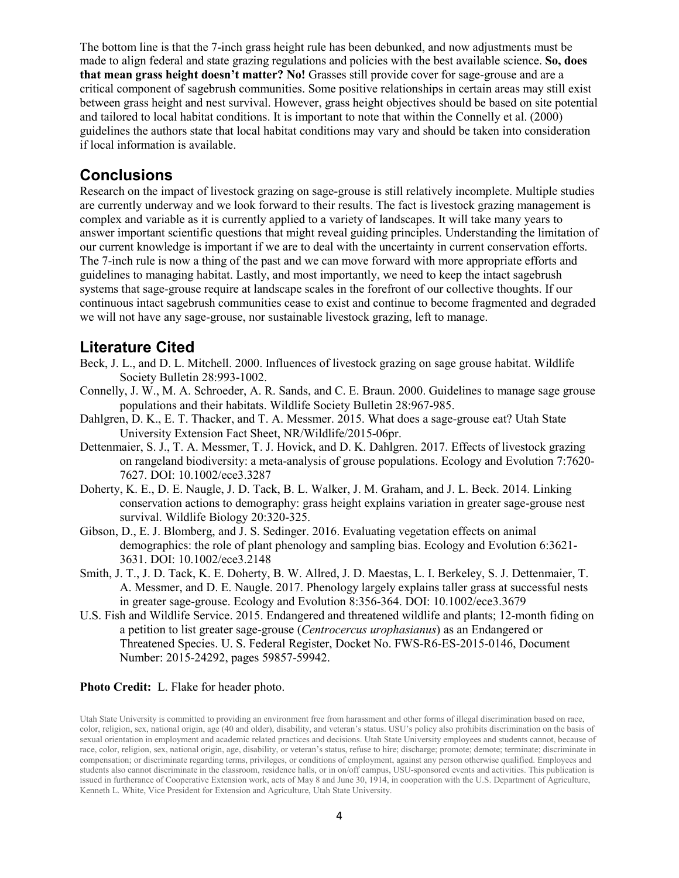The bottom line is that the 7-inch grass height rule has been debunked, and now adjustments must be made to align federal and state grazing regulations and policies with the best available science. **So, does that mean grass height doesn't matter? No!** Grasses still provide cover for sage-grouse and are a critical component of sagebrush communities. Some positive relationships in certain areas may still exist between grass height and nest survival. However, grass height objectives should be based on site potential and tailored to local habitat conditions. It is important to note that within the Connelly et al. (2000) guidelines the authors state that local habitat conditions may vary and should be taken into consideration if local information is available.

## Conclusions

Research on the impact of livestock grazing on sage-grouse is still relatively incomplete. Multiple studies are currently underway and we look forward to their results. The fact is livestock grazing management is complex and variable as it is currently applied to a variety of landscapes. It will take many years to answer important scientific questions that might reveal guiding principles. Understanding the limitation of our current knowledge is important if we are to deal with the uncertainty in current conservation efforts. The 7-inch rule is now a thing of the past and we can move forward with more appropriate efforts and guidelines to managing habitat. Lastly, and most importantly, we need to keep the intact sagebrush systems that sage-grouse require at landscape scales in the forefront of our collective thoughts. If our continuous intact sagebrush communities cease to exist and continue to become fragmented and degraded we will not have any sage-grouse, nor sustainable livestock grazing, left to manage.

## Literature Cited

Beck, J. L., and D. L. Mitchell. 2000. Influences of livestock grazing on sage grouse habitat. Wildlife Society Bulletin 28:993-1002.

Connelly, J. W., M. A. Schroeder, A. R. Sands, and C. E. Braun. 2000. Guidelines to manage sage grouse populations and their habitats. Wildlife Society Bulletin 28:967-985.

Dahlgren, D. K., E. T. Thacker, and T. A. Messmer. 2015. What does a sage-grouse eat? Utah State University Extension Fact Sheet, NR/Wildlife/2015-06pr.

Dettenmaier, S. J., T. A. Messmer, T. J. Hovick, and D. K. Dahlgren. 2017. Effects of livestock grazing on rangeland biodiversity: a meta-analysis of grouse populations. Ecology and Evolution 7:7620-7627. DOI: 10.1002/ece3.3287

Doherty, K. E., D. E. Naugle, J. D. Tack, B. L. Walker, J. M. Graham, and J. L. Beck. 2014. Linking conservation actions to demography: grass height explains variation in greater sage-grouse nest survival. Wildlife Biology 20:320-325.

Gibson, D., E. J. Blomberg, and J. S. Sedinger. 2016. Evaluating vegetation effects on animal demographics: the role of plant phenology and sampling bias. Ecology and Evolution 6:3621-3631. DOI: 10.1002/ece3.2148

Smith, J. T., J. D. Tack, K. E. Doherty, B. W. Allred, J. D. Maestas, L. I. Berkeley, S. J. Dettenmaier, T. A. Messmer, and D. E. Naugle. 2017. Phenology largely explains taller grass at successful nests in greater sage-grouse. Ecology and Evolution 8:356-364. DOI: 10.1002/ece3.3679

U.S. Fish and Wildlife Service. 2015. Endangered and threatened wildlife and plants; 12-month fiding on a petition to list greater sage-grouse (*Centrocercus urophasianus*) as an Endangered or Threatened Species. U. S. Federal Register, Docket No. FWS-R6-ES-2015-0146, Document Number: 2015-24292, pages 59857-59942.

**Photo Credit:** L. Flake for header photo.

Utah State University is committed to providing an environment free from harassment and other forms of illegal discrimination based on race, color, religion, sex, national origin, age (40 and older), disability, and veteran's status. USU's policy also prohibits discrimination on the basis of sexual orientation in employment and academic related practices and decisions. Utah State University employees and students cannot, because of race, color, religion, sex, national origin, age, disability, or veteran's status, refuse to hire; discharge; promote; demote; terminate; discriminate in compensation; or discriminate regarding terms, privileges, or conditions of employment, against any person otherwise qualified. Employees and students also cannot discriminate in the classroom, residence halls, or in on/off campus, USU-sponsored events and activities. This publication is issued in furtherance of Cooperative Extension work, acts of May 8 and June 30, 1914, in cooperation with the U.S. Department of Agriculture, Kenneth L. White, Vice President for Extension and Agriculture, Utah State University.